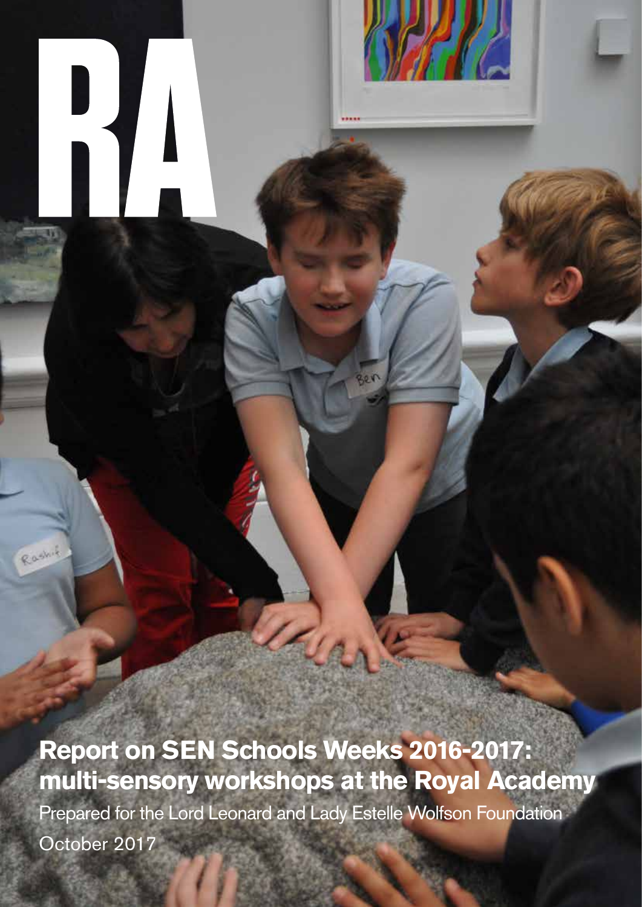RA

# Report on SEN Schools Weeks 2016-2017: multi-sensory workshops at the Royal Academy

Prepared for the Lord Leonard and Lady Estelle Wolfson Foundation

October 2017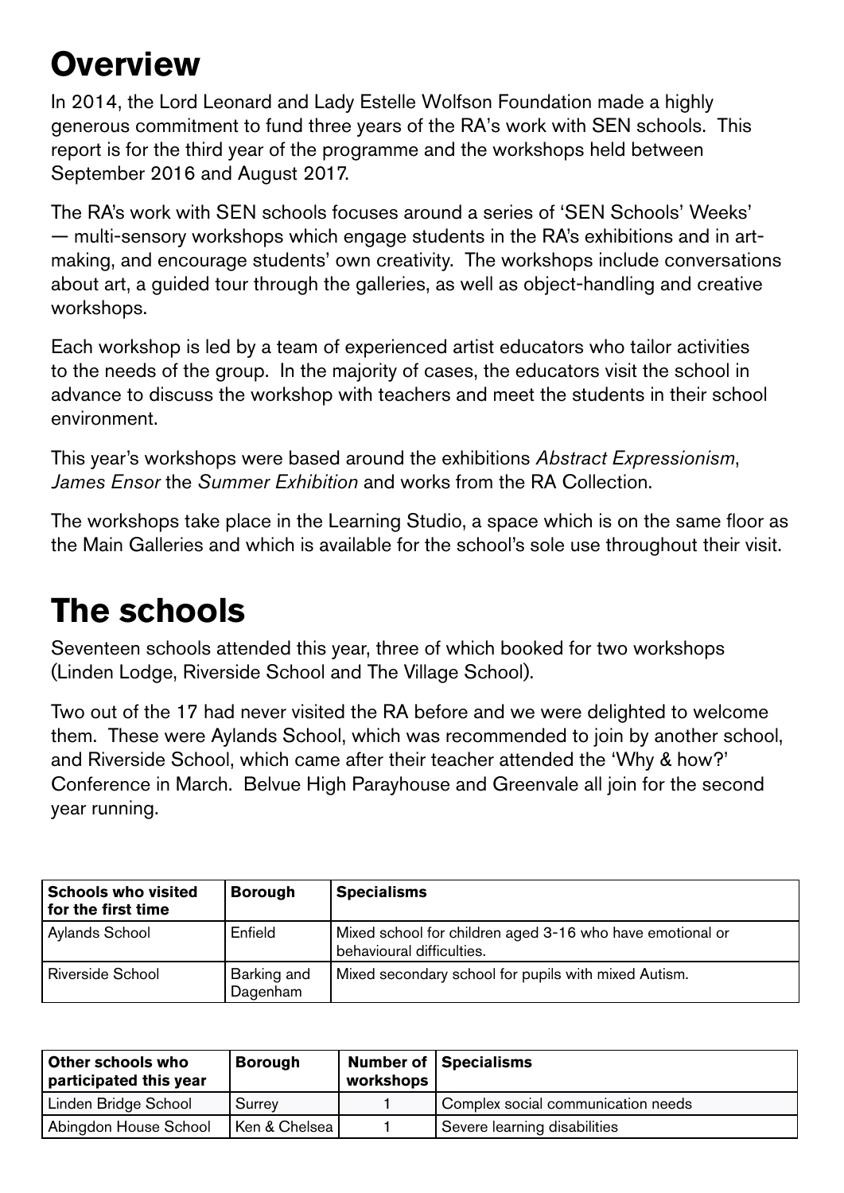# Overview

In 2014, the Lord Leonard and Lady Estelle Wolfson Foundation made a highly generous commitment to fund three years of the RA's work with SEN schools. This report is for the third year of the programme and the workshops held between September 2016 and August 2017.

The RA's work with SEN schools focuses around a series of 'SEN Schools' Weeks' — multi-sensory workshops which engage students in the RA's exhibitions and in art-making, and encourage students' own creativity. The workshops include conversations about art, a guided tour through the galleries, as well as object-handling and creative workshops.

Each workshop is led by a team of experienced artist educators who tailor activities to the needs of the group. In the majority of cases, the educators visit the school in advance to discuss the workshop with teachers and meet the students in their school environment.

This year's workshops were based around the exhibitions *Abstract Expressionism*, *James Ensor* the *Summer Exhibition* and works from the RA Collection.

The workshops take place in the Learning Studio, a space which is on the same floor as the Main Galleries and which is available for the school's sole use throughout their visit.

# The schools

Seventeen schools attended this year, three of which booked for two workshops (Linden Lodge, Riverside School and The Village School).

Two out of the 17 had never visited the RA before and we were delighted to welcome them. These were Aylands School, which was recommended to join by another school, and Riverside School, which came after their teacher attended the 'Why & how?' Conference in March. Belvue High Parayhouse and Greenvale all join for the second year running.

| Schools who visited for the first time | Borough | Specialisms |
|---|---|---|
| Aylands School | Enfield | Mixed school for children aged 3-16 who have emotional or behavioural difficulties. |
| Riverside School | Barking and Dagenham | Mixed secondary school for pupils with mixed Autism. |

| Other schools who participated this year | Borough | Number of workshops | Specialisms |
|---|---|---|---|
| Linden Bridge School | Surrey | 1 | Complex social communication needs |
| Abingdon House School | Ken & Chelsea | 1 | Severe learning disabilities |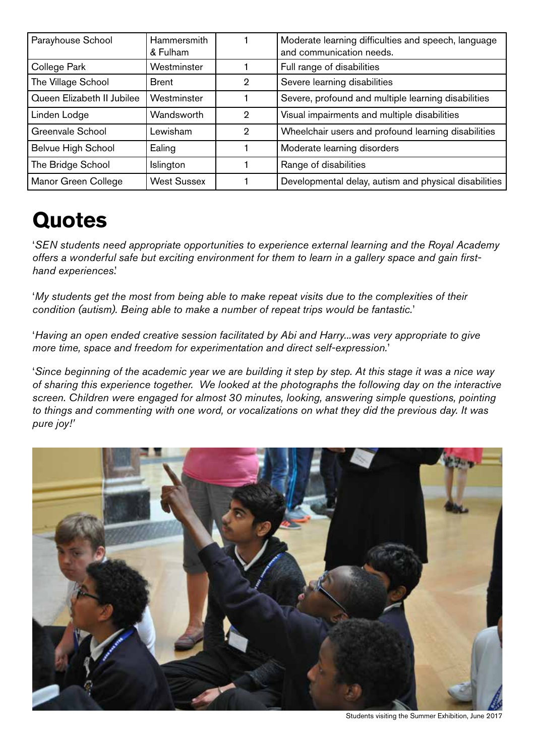| Parayhouse School | Hammersmith & Fulham | 1 | Moderate learning difficulties and speech, language and communication needs. |
|---|---|---|---|
| College Park | Westminster | 1 | Full range of disabilities |
| The Village School | Brent | 2 | Severe learning disabilities |
| Queen Elizabeth II Jubilee | Westminster | 1 | Severe, profound and multiple learning disabilities |
| Linden Lodge | Wandsworth | 2 | Visual impairments and multiple disabilities |
| Greenvale School | Lewisham | 2 | Wheelchair users and profound learning disabilities |
| Belvue High School | Ealing | 1 | Moderate learning disorders |
| The Bridge School | Islington | 1 | Range of disabilities |
| Manor Green College | West Sussex | 1 | Developmental delay, autism and physical disabilities |

# Quotes

'*SEN students need appropriate opportunities to experience external learning and the Royal Academy offers a wonderful safe but exciting environment for them to learn in a gallery space and gain first-hand experiences*'.

'*My students get the most from being able to make repeat visits due to the complexities of their condition (autism). Being able to make a number of repeat trips would be fantastic.*'

'*Having an open ended creative session facilitated by Abi and Harry...was very appropriate to give more time, space and freedom for experimentation and direct self-expression.*'

'*Since beginning of the academic year we are building it step by step. At this stage it was a nice way of sharing this experience together. We looked at the photographs the following day on the interactive screen. Children were engaged for almost 30 minutes, looking, answering simple questions, pointing to things and commenting with one word, or vocalizations on what they did the previous day. It was pure joy!*'

Students visiting the Summer Exhibition, June 2017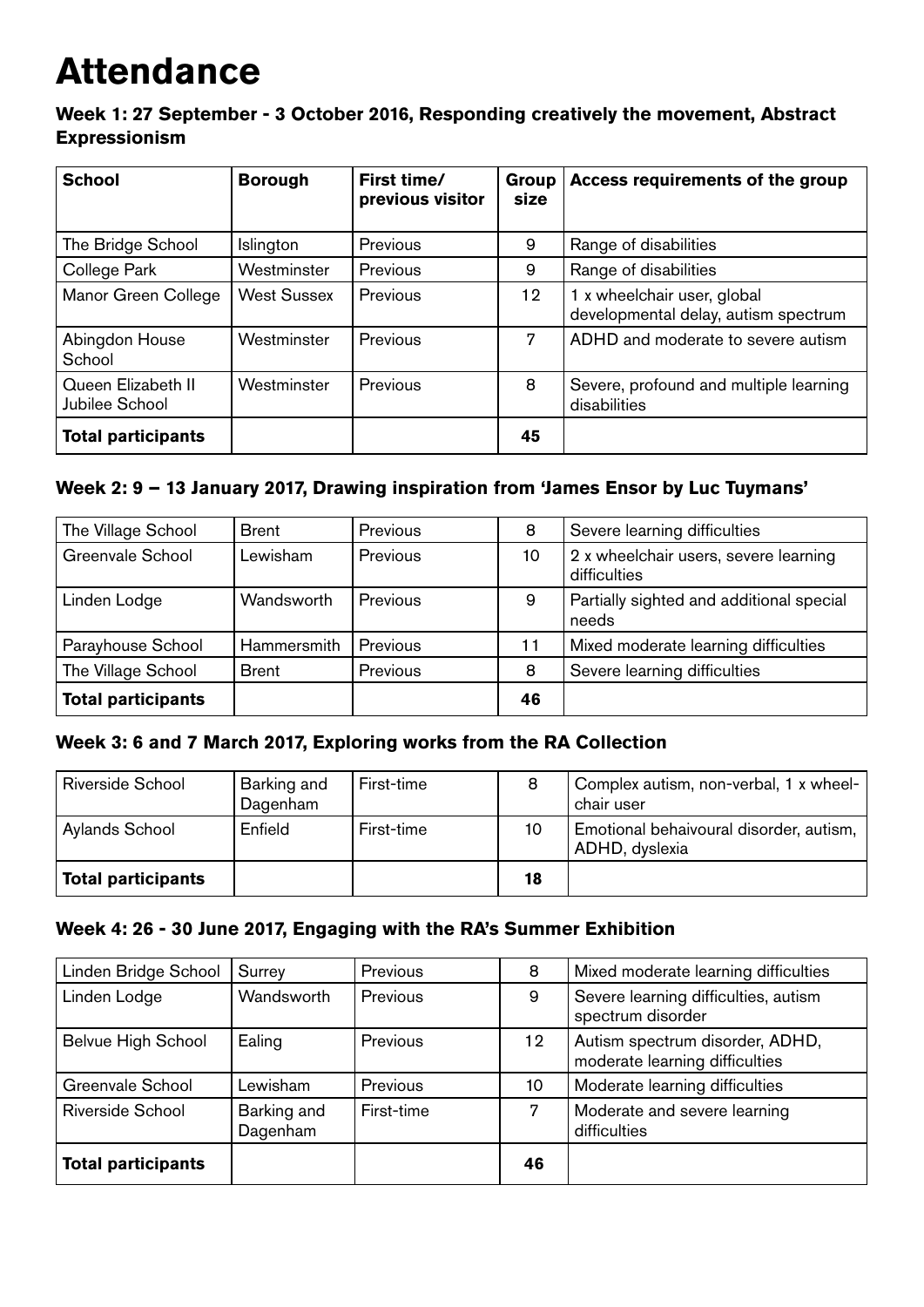# Attendance

### Week 1: 27 September - 3 October 2016, Responding creatively the movement, Abstract Expressionism

| School | Borough | First time/ previous visitor | Group size | Access requirements of the group |
|---|---|---|---|---|
| The Bridge School | Islington | Previous | 9 | Range of disabilities |
| College Park | Westminster | Previous | 9 | Range of disabilities |
| Manor Green College | West Sussex | Previous | 12 | 1 x wheelchair user, global developmental delay, autism spectrum |
| Abingdon House School | Westminster | Previous | 7 | ADHD and moderate to severe autism |
| Queen Elizabeth II Jubilee School | Westminster | Previous | 8 | Severe, profound and multiple learning disabilities |
| **Total participants** | | | **45** | |

### Week 2: 9 – 13 January 2017, Drawing inspiration from 'James Ensor by Luc Tuymans'

| School | Borough | First time/ previous visitor | Group size | Access requirements of the group |
|---|---|---|---|---|
| The Village School | Brent | Previous | 8 | Severe learning difficulties |
| Greenvale School | Lewisham | Previous | 10 | 2 x wheelchair users, severe learning difficulties |
| Linden Lodge | Wandsworth | Previous | 9 | Partially sighted and additional special needs |
| Parayhouse School | Hammersmith | Previous | 11 | Mixed moderate learning difficulties |
| The Village School | Brent | Previous | 8 | Severe learning difficulties |
| **Total participants** | | | **46** | |

### Week 3: 6 and 7 March 2017, Exploring works from the RA Collection

| School | Borough | First time/ previous visitor | Group size | Access requirements of the group |
|---|---|---|---|---|
| Riverside School | Barking and Dagenham | First-time | 8 | Complex autism, non-verbal, 1 x wheel-chair user |
| Aylands School | Enfield | First-time | 10 | Emotional behaivoural disorder, autism, ADHD, dyslexia |
| **Total participants** | | | **18** | |

### Week 4: 26 - 30 June 2017, Engaging with the RA's Summer Exhibition

| School | Borough | First time/ previous visitor | Group size | Access requirements of the group |
|---|---|---|---|---|
| Linden Bridge School | Surrey | Previous | 8 | Mixed moderate learning difficulties |
| Linden Lodge | Wandsworth | Previous | 9 | Severe learning difficulties, autism spectrum disorder |
| Belvue High School | Ealing | Previous | 12 | Autism spectrum disorder, ADHD, moderate learning difficulties |
| Greenvale School | Lewisham | Previous | 10 | Moderate learning difficulties |
| Riverside School | Barking and Dagenham | First-time | 7 | Moderate and severe learning difficulties |
| **Total participants** | | | **46** | |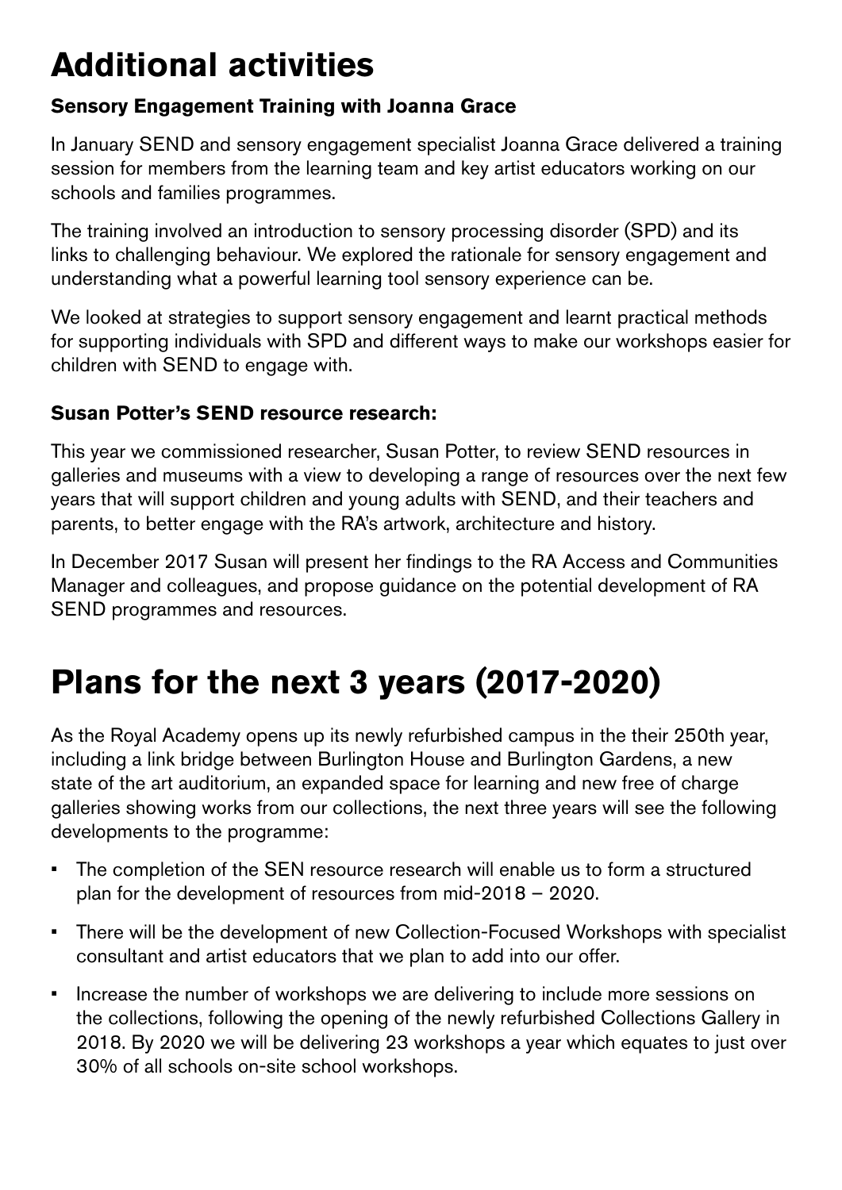# Additional activities

### Sensory Engagement Training with Joanna Grace

In January SEND and sensory engagement specialist Joanna Grace delivered a training session for members from the learning team and key artist educators working on our schools and families programmes.

The training involved an introduction to sensory processing disorder (SPD) and its links to challenging behaviour. We explored the rationale for sensory engagement and understanding what a powerful learning tool sensory experience can be.

We looked at strategies to support sensory engagement and learnt practical methods for supporting individuals with SPD and different ways to make our workshops easier for children with SEND to engage with.

### Susan Potter's SEND resource research:

This year we commissioned researcher, Susan Potter, to review SEND resources in galleries and museums with a view to developing a range of resources over the next few years that will support children and young adults with SEND, and their teachers and parents, to better engage with the RA's artwork, architecture and history.

In December 2017 Susan will present her findings to the RA Access and Communities Manager and colleagues, and propose guidance on the potential development of RA SEND programmes and resources.

# Plans for the next 3 years (2017-2020)

As the Royal Academy opens up its newly refurbished campus in the their 250th year, including a link bridge between Burlington House and Burlington Gardens, a new state of the art auditorium, an expanded space for learning and new free of charge galleries showing works from our collections, the next three years will see the following developments to the programme:

- The completion of the SEN resource research will enable us to form a structured plan for the development of resources from mid-2018 – 2020.
- There will be the development of new Collection-Focused Workshops with specialist consultant and artist educators that we plan to add into our offer.
- Increase the number of workshops we are delivering to include more sessions on the collections, following the opening of the newly refurbished Collections Gallery in 2018. By 2020 we will be delivering 23 workshops a year which equates to just over 30% of all schools on-site school workshops.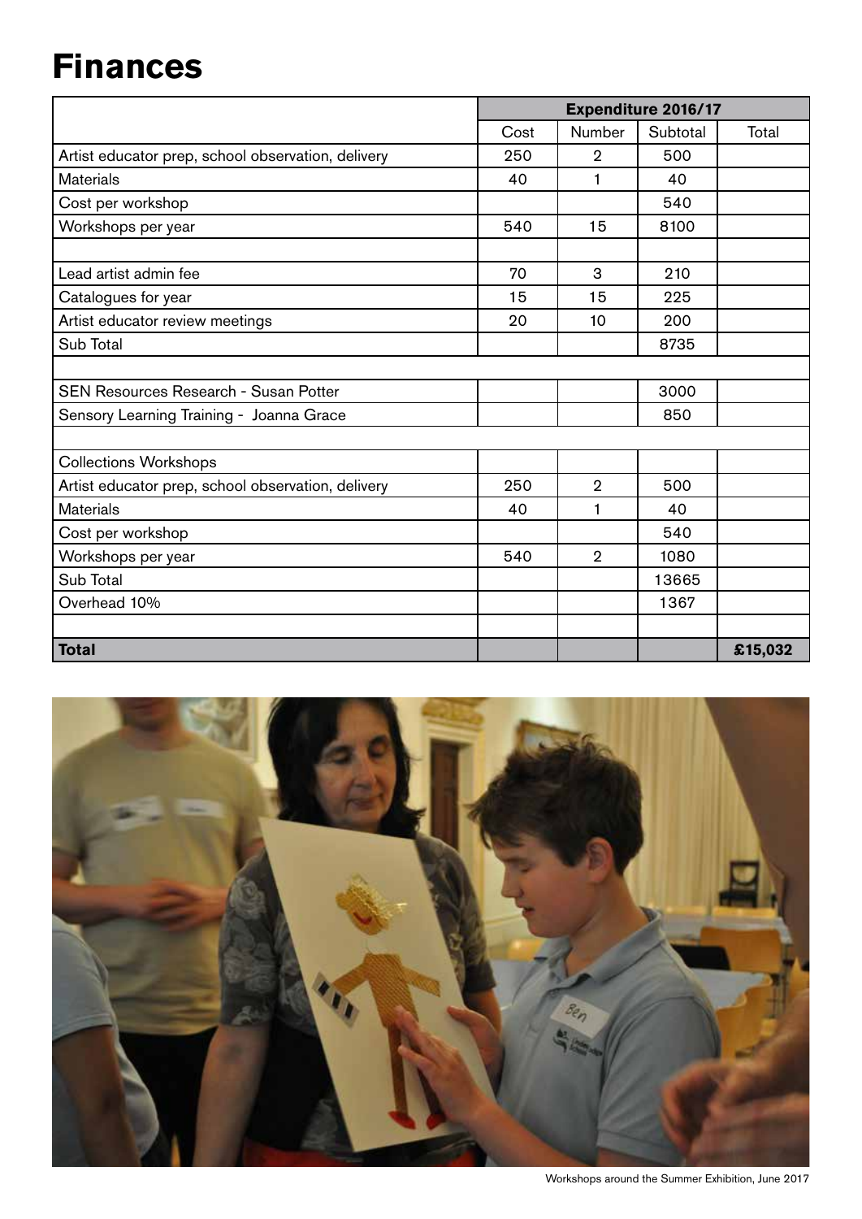# Finances

| | Expenditure 2016/17 | | | |
|---|---|---|---|---|
| | Cost | Number | Subtotal | Total |
| Artist educator prep, school observation, delivery | 250 | 2 | 500 | |
| Materials | 40 | 1 | 40 | |
| Cost per workshop | | | 540 | |
| Workshops per year | 540 | 15 | 8100 | |
| | | | | |
| Lead artist admin fee | 70 | 3 | 210 | |
| Catalogues for year | 15 | 15 | 225 | |
| Artist educator review meetings | 20 | 10 | 200 | |
| Sub Total | | | 8735 | |
| | | | | |
| SEN Resources Research - Susan Potter | | | 3000 | |
| Sensory Learning Training - Joanna Grace | | | 850 | |
| | | | | |
| Collections Workshops | | | | |
| Artist educator prep, school observation, delivery | 250 | 2 | 500 | |
| Materials | 40 | 1 | 40 | |
| Cost per workshop | | | 540 | |
| Workshops per year | 540 | 2 | 1080 | |
| Sub Total | | | 13665 | |
| Overhead 10% | | | 1367 | |
| | | | | |
| **Total** | | | | **£15,032** |

Workshops around the Summer Exhibition, June 2017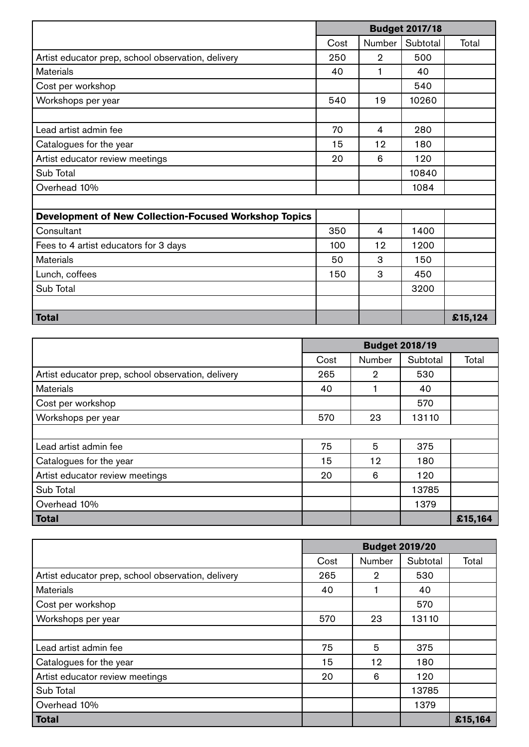| | Budget 2017/18 | | | |
|---|---|---|---|---|
| | Cost | Number | Subtotal | Total |
| Artist educator prep, school observation, delivery | 250 | 2 | 500 | |
| Materials | 40 | 1 | 40 | |
| Cost per workshop | | | 540 | |
| Workshops per year | 540 | 19 | 10260 | |
| | | | | |
| Lead artist admin fee | 70 | 4 | 280 | |
| Catalogues for the year | 15 | 12 | 180 | |
| Artist educator review meetings | 20 | 6 | 120 | |
| Sub Total | | | 10840 | |
| Overhead 10% | | | 1084 | |
| | | | | |
| **Development of New Collection-Focused Workshop Topics** | | | | |
| Consultant | 350 | 4 | 1400 | |
| Fees to 4 artist educators for 3 days | 100 | 12 | 1200 | |
| Materials | 50 | 3 | 150 | |
| Lunch, coffees | 150 | 3 | 450 | |
| Sub Total | | | 3200 | |
| | | | | |
| **Total** | | | | **£15,124** |

| | Budget 2018/19 | | | |
|---|---|---|---|---|
| | Cost | Number | Subtotal | Total |
| Artist educator prep, school observation, delivery | 265 | 2 | 530 | |
| Materials | 40 | 1 | 40 | |
| Cost per workshop | | | 570 | |
| Workshops per year | 570 | 23 | 13110 | |
| | | | | |
| Lead artist admin fee | 75 | 5 | 375 | |
| Catalogues for the year | 15 | 12 | 180 | |
| Artist educator review meetings | 20 | 6 | 120 | |
| Sub Total | | | 13785 | |
| Overhead 10% | | | 1379 | |
| **Total** | | | | **£15,164** |

| | Budget 2019/20 | | | |
|---|---|---|---|---|
| | Cost | Number | Subtotal | Total |
| Artist educator prep, school observation, delivery | 265 | 2 | 530 | |
| Materials | 40 | 1 | 40 | |
| Cost per workshop | | | 570 | |
| Workshops per year | 570 | 23 | 13110 | |
| | | | | |
| Lead artist admin fee | 75 | 5 | 375 | |
| Catalogues for the year | 15 | 12 | 180 | |
| Artist educator review meetings | 20 | 6 | 120 | |
| Sub Total | | | 13785 | |
| Overhead 10% | | | 1379 | |
| **Total** | | | | **£15,164** |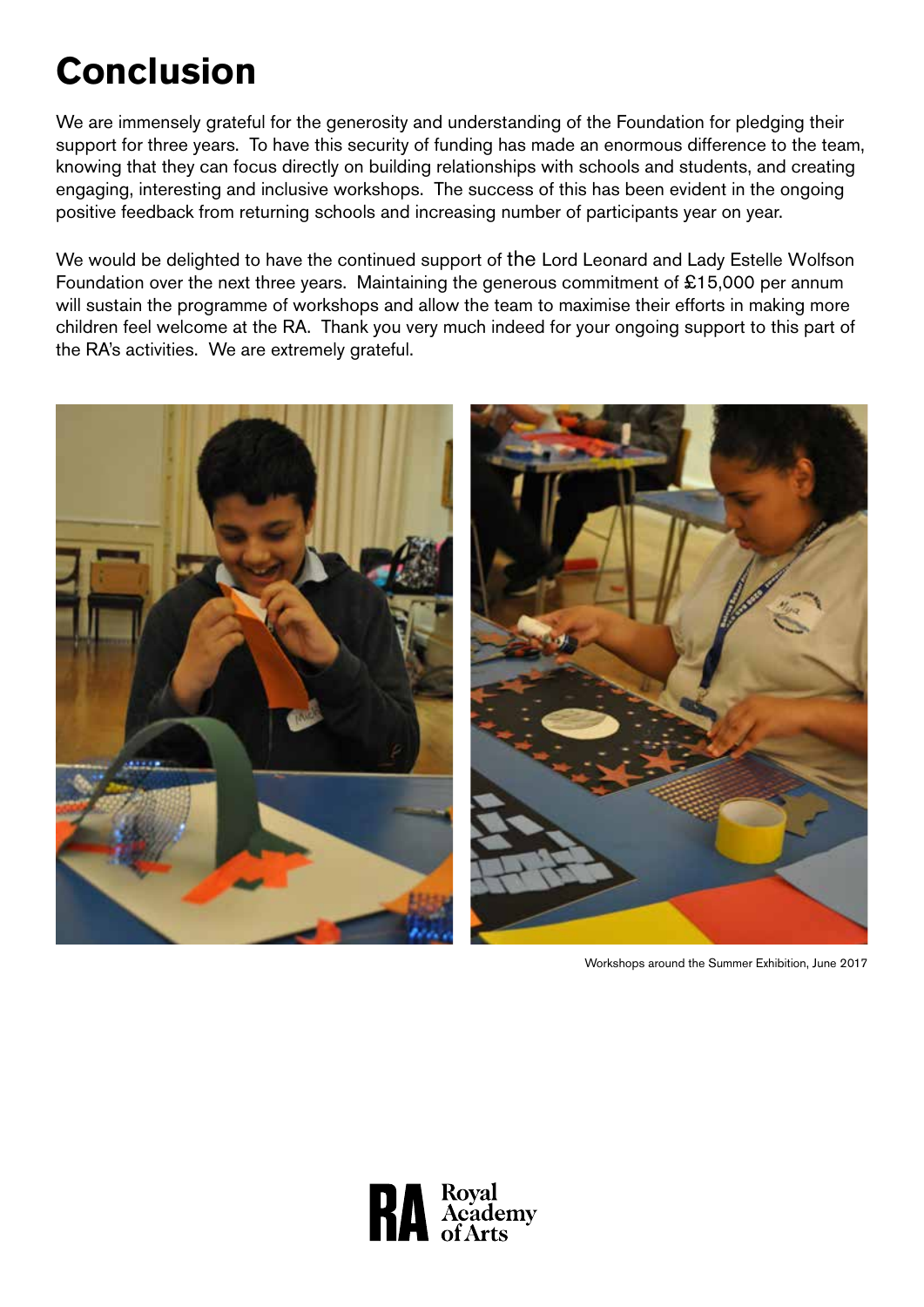# Conclusion

We are immensely grateful for the generosity and understanding of the Foundation for pledging their support for three years. To have this security of funding has made an enormous difference to the team, knowing that they can focus directly on building relationships with schools and students, and creating engaging, interesting and inclusive workshops. The success of this has been evident in the ongoing positive feedback from returning schools and increasing number of participants year on year.

We would be delighted to have the continued support of the Lord Leonard and Lady Estelle Wolfson Foundation over the next three years. Maintaining the generous commitment of £15,000 per annum will sustain the programme of workshops and allow the team to maximise their efforts in making more children feel welcome at the RA. Thank you very much indeed for your ongoing support to this part of the RA's activities. We are extremely grateful.

Workshops around the Summer Exhibition, June 2017

RA Royal Academy of Arts